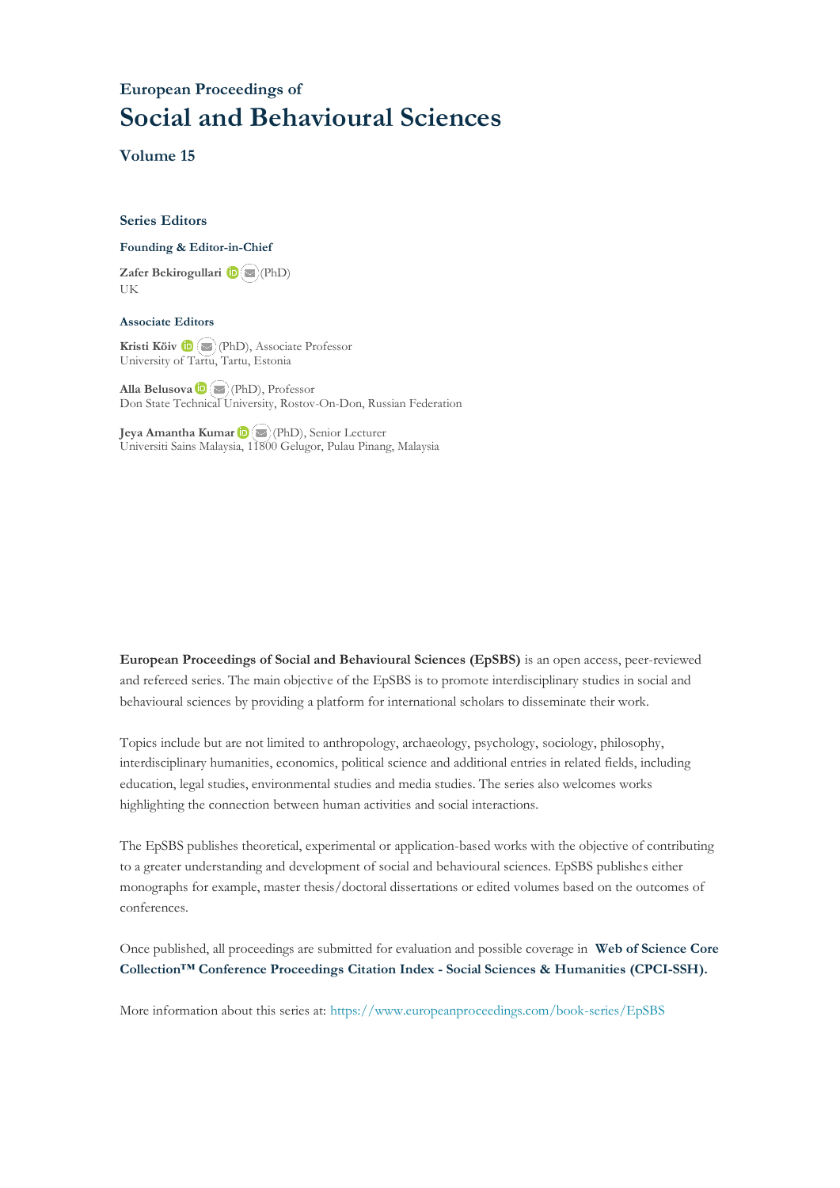## European Proceedings of

# Social and Behavioural Sciences

### Volume 15

### Series Editors

**Founding & Editor-in-Chief**

**Zafer Bekirogullari** (PhD)
UK

**Associate Editors**

**Kristi Köiv** (PhD), Associate Professor
University of Tartu, Tartu, Estonia

**Alla Belusova** (PhD), Professor
Don State Technical University, Rostov-On-Don, Russian Federation

**Jeya Amantha Kumar** (PhD), Senior Lecturer
Universiti Sains Malaysia, 11800 Gelugor, Pulau Pinang, Malaysia

**European Proceedings of Social and Behavioural Sciences (EpSBS)** is an open access, peer-reviewed and refereed series. The main objective of the EpSBS is to promote interdisciplinary studies in social and behavioural sciences by providing a platform for international scholars to disseminate their work.

Topics include but are not limited to anthropology, archaeology, psychology, sociology, philosophy, interdisciplinary humanities, economics, political science and additional entries in related fields, including education, legal studies, environmental studies and media studies. The series also welcomes works highlighting the connection between human activities and social interactions.

The EpSBS publishes theoretical, experimental or application-based works with the objective of contributing to a greater understanding and development of social and behavioural sciences. EpSBS publishes either monographs for example, master thesis/doctoral dissertations or edited volumes based on the outcomes of conferences.

Once published, all proceedings are submitted for evaluation and possible coverage in **Web of Science Core Collection™ Conference Proceedings Citation Index - Social Sciences & Humanities (CPCI-SSH).**

More information about this series at: https://www.europeanproceedings.com/book-series/EpSBS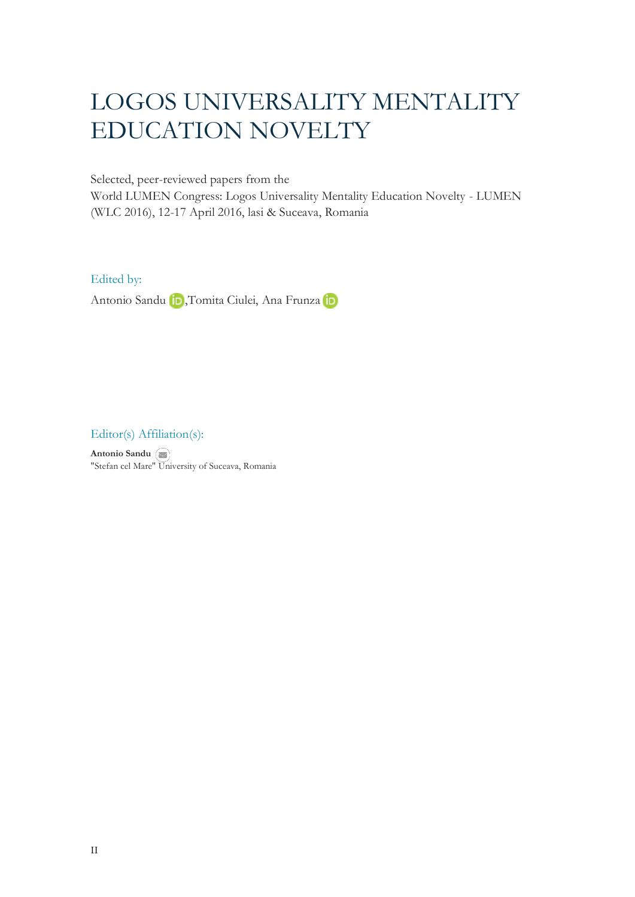# LOGOS UNIVERSALITY MENTALITY EDUCATION NOVELTY

Selected, peer-reviewed papers from the
World LUMEN Congress: Logos Universality Mentality Education Novelty - LUMEN (WLC 2016), 12-17 April 2016, Iasi & Suceava, Romania

Edited by:

Antonio Sandu, Tomita Ciulei, Ana Frunza

Editor(s) Affiliation(s):

**Antonio Sandu**
"Stefan cel Mare" University of Suceava, Romania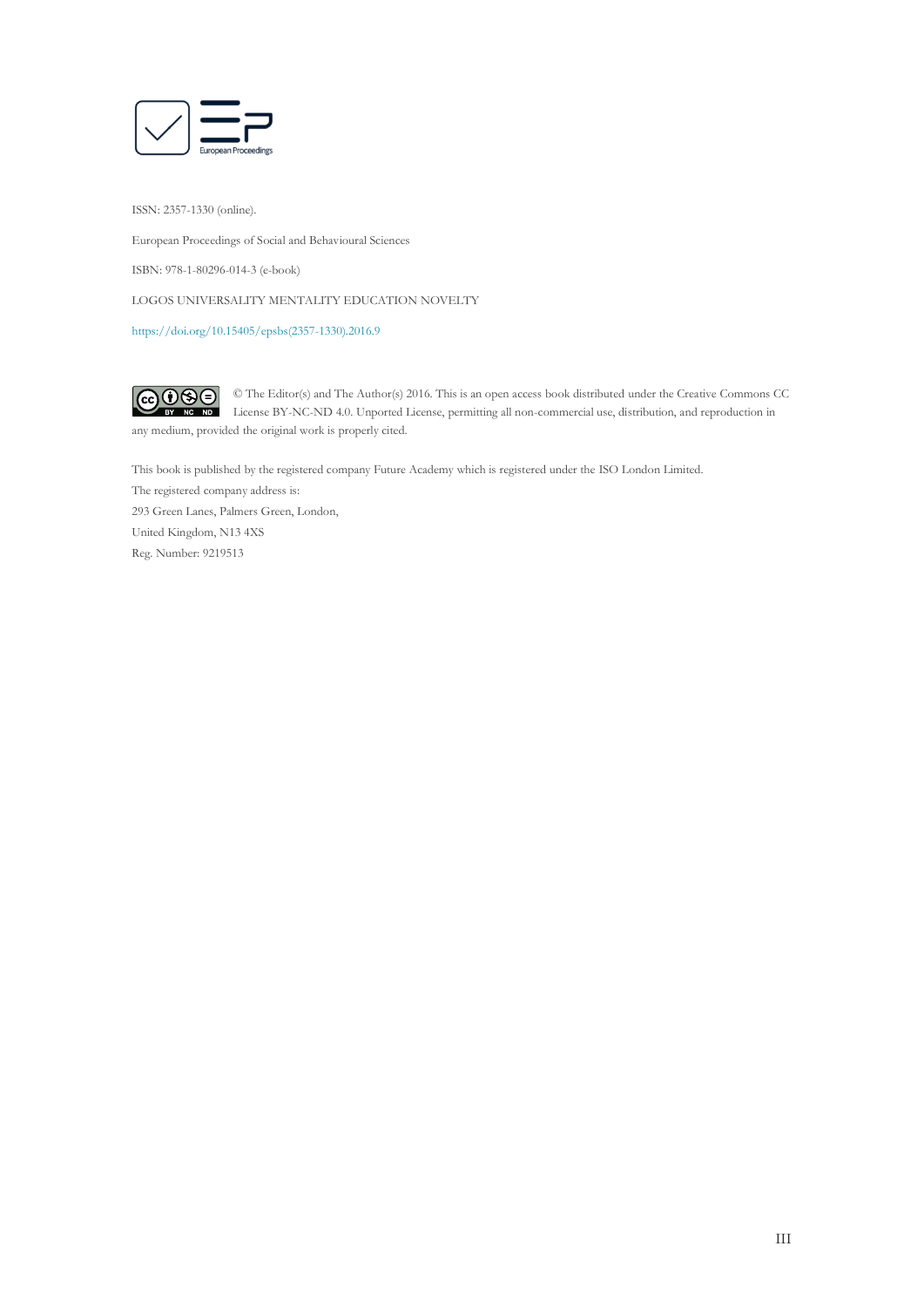ISSN: 2357-1330 (online).

European Proceedings of Social and Behavioural Sciences

ISBN: 978-1-80296-014-3 (e-book)

LOGOS UNIVERSALITY MENTALITY EDUCATION NOVELTY

https://doi.org/10.15405/epsbs(2357-1330).2016.9

© The Editor(s) and The Author(s) 2016. This is an open access book distributed under the Creative Commons CC License BY-NC-ND 4.0. Unported License, permitting all non-commercial use, distribution, and reproduction in any medium, provided the original work is properly cited.

This book is published by the registered company Future Academy which is registered under the ISO London Limited.
The registered company address is:
293 Green Lanes, Palmers Green, London,
United Kingdom, N13 4XS
Reg. Number: 9219513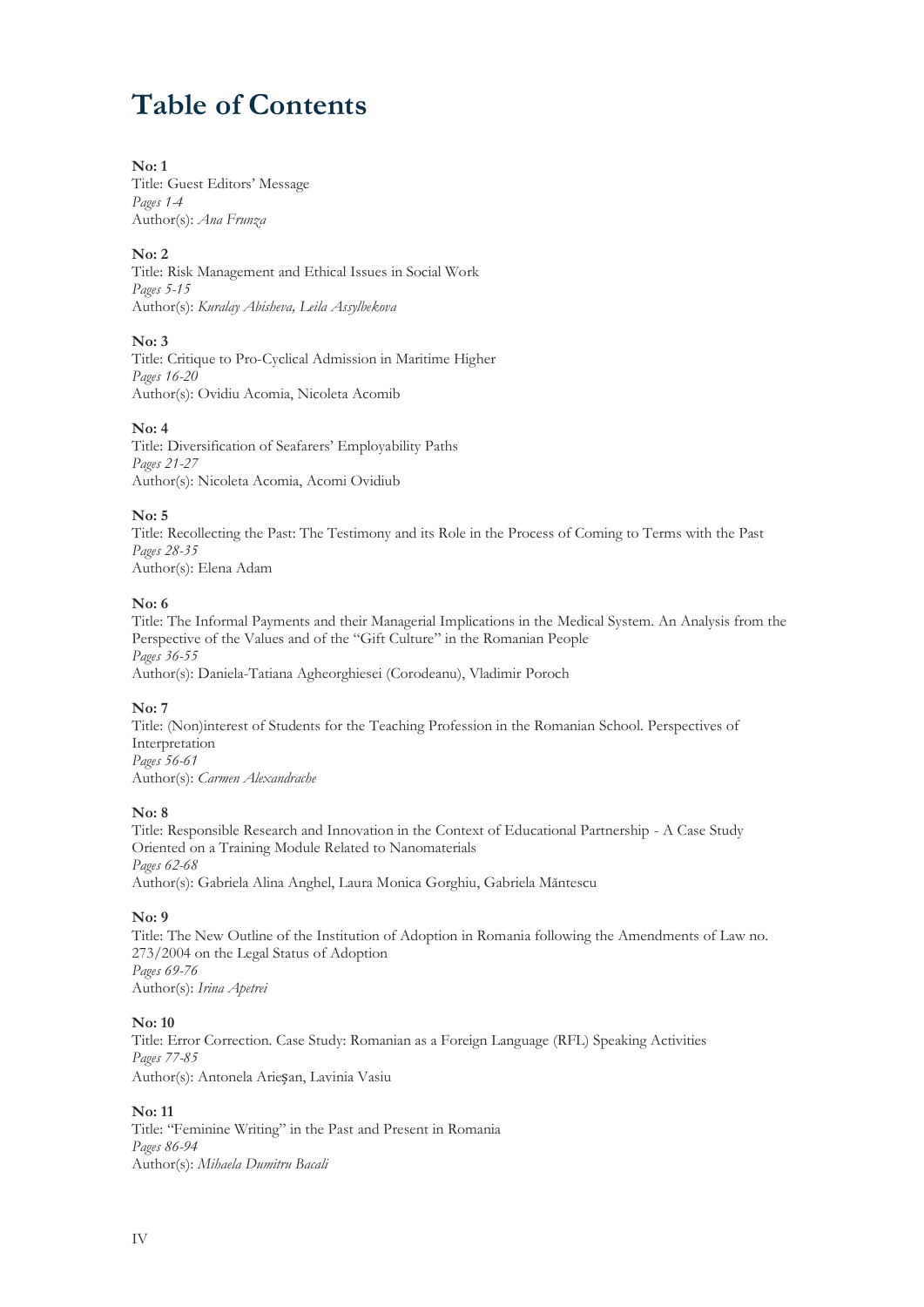# Table of Contents

**No: 1**
Title: Guest Editors' Message
*Pages 1-4*
Author(s): *Ana Frunza*

**No: 2**
Title: Risk Management and Ethical Issues in Social Work
*Pages 5-15*
Author(s): *Kuralay Abisheva, Leila Assylbekova*

**No: 3**
Title: Critique to Pro-Cyclical Admission in Maritime Higher
*Pages 16-20*
Author(s): Ovidiu Acomia, Nicoleta Acomib

**No: 4**
Title: Diversification of Seafarers' Employability Paths
*Pages 21-27*
Author(s): Nicoleta Acomia, Acomi Ovidiub

**No: 5**
Title: Recollecting the Past: The Testimony and its Role in the Process of Coming to Terms with the Past
*Pages 28-35*
Author(s): Elena Adam

**No: 6**
Title: The Informal Payments and their Managerial Implications in the Medical System. An Analysis from the Perspective of the Values and of the "Gift Culture" in the Romanian People
*Pages 36-55*
Author(s): Daniela-Tatiana Agheorghiesei (Corodeanu), Vladimir Poroch

**No: 7**
Title: (Non)interest of Students for the Teaching Profession in the Romanian School. Perspectives of Interpretation
*Pages 56-61*
Author(s): *Carmen Alexandrache*

**No: 8**
Title: Responsible Research and Innovation in the Context of Educational Partnership - A Case Study Oriented on a Training Module Related to Nanomaterials
*Pages 62-68*
Author(s): Gabriela Alina Anghel, Laura Monica Gorghiu, Gabriela Măntescu

**No: 9**
Title: The New Outline of the Institution of Adoption in Romania following the Amendments of Law no. 273/2004 on the Legal Status of Adoption
*Pages 69-76*
Author(s): *Irina Apetrei*

**No: 10**
Title: Error Correction. Case Study: Romanian as a Foreign Language (RFL) Speaking Activities
*Pages 77-85*
Author(s): Antonela Arieşan, Lavinia Vasiu

**No: 11**
Title: "Feminine Writing" in the Past and Present in Romania
*Pages 86-94*
Author(s): *Mihaela Dumitru Bacali*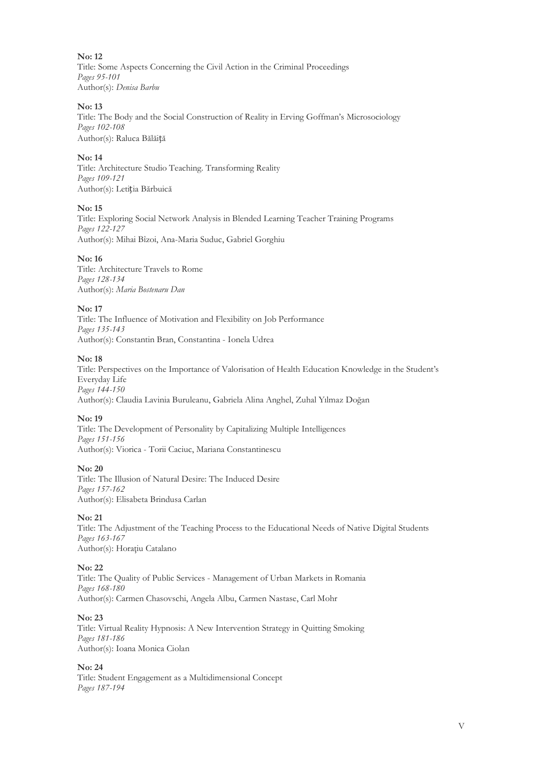**No: 12**
Title: Some Aspects Concerning the Civil Action in the Criminal Proceedings
*Pages 95-101*
Author(s): *Denisa Barbu*

**No: 13**
Title: The Body and the Social Construction of Reality in Erving Goffman's Microsociology
*Pages 102-108*
Author(s): Raluca Bălăiţă

**No: 14**
Title: Architecture Studio Teaching. Transforming Reality
*Pages 109-121*
Author(s): Letiţia Bărbuică

**No: 15**
Title: Exploring Social Network Analysis in Blended Learning Teacher Training Programs
*Pages 122-127*
Author(s): Mihai Bîzoi, Ana-Maria Suduc, Gabriel Gorghiu

**No: 16**
Title: Architecture Travels to Rome
*Pages 128-134*
Author(s): *Maria Bostenaru Dan*

**No: 17**
Title: The Influence of Motivation and Flexibility on Job Performance
*Pages 135-143*
Author(s): Constantin Bran, Constantina - Ionela Udrea

**No: 18**
Title: Perspectives on the Importance of Valorisation of Health Education Knowledge in the Student's Everyday Life
*Pages 144-150*
Author(s): Claudia Lavinia Buruleanu, Gabriela Alina Anghel, Zuhal Yılmaz Doğan

**No: 19**
Title: The Development of Personality by Capitalizing Multiple Intelligences
*Pages 151-156*
Author(s): Viorica - Torii Caciuc, Mariana Constantinescu

**No: 20**
Title: The Illusion of Natural Desire: The Induced Desire
*Pages 157-162*
Author(s): Elisabeta Brindusa Carlan

**No: 21**
Title: The Adjustment of the Teaching Process to the Educational Needs of Native Digital Students
*Pages 163-167*
Author(s): Horațiu Catalano

**No: 22**
Title: The Quality of Public Services - Management of Urban Markets in Romania
*Pages 168-180*
Author(s): Carmen Chasovschi, Angela Albu, Carmen Nastase, Carl Mohr

**No: 23**
Title: Virtual Reality Hypnosis: A New Intervention Strategy in Quitting Smoking
*Pages 181-186*
Author(s): Ioana Monica Ciolan

**No: 24**
Title: Student Engagement as a Multidimensional Concept
*Pages 187-194*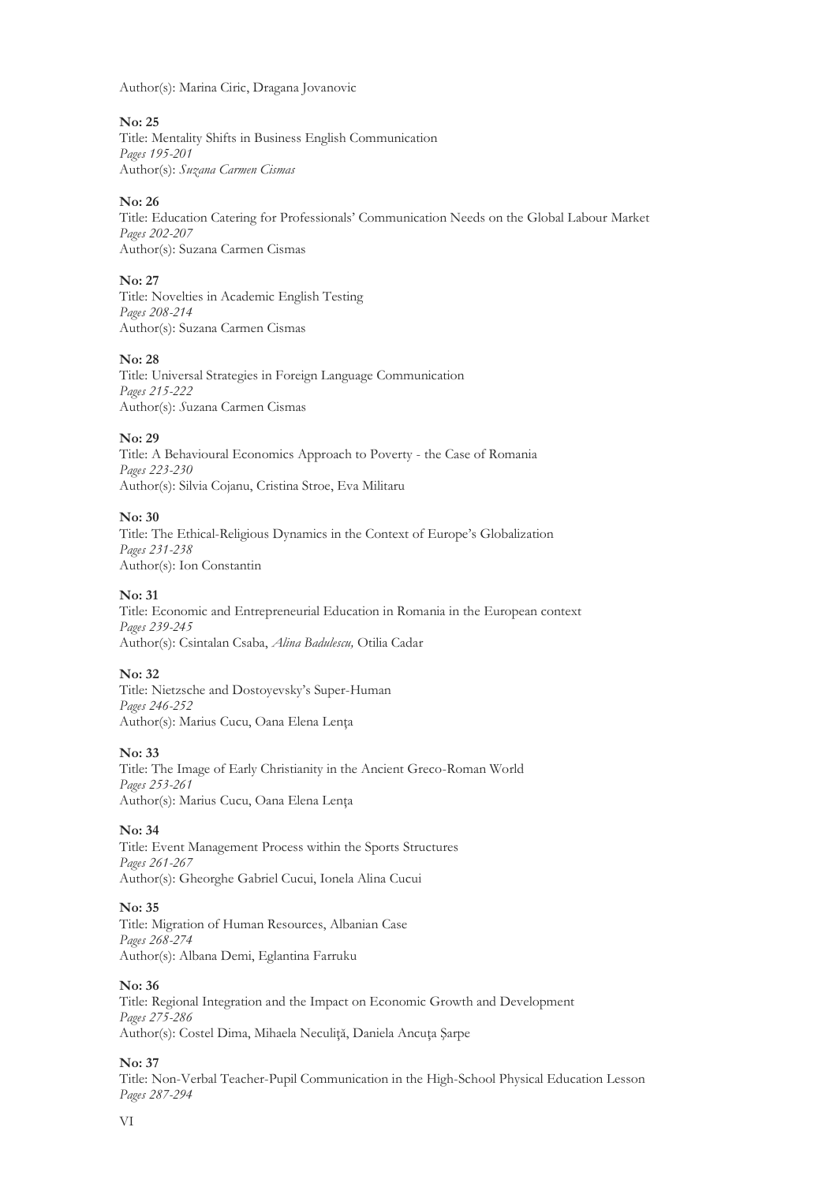Author(s): Marina Ciric, Dragana Jovanovic

**No: 25**
Title: Mentality Shifts in Business English Communication
*Pages 195-201*
Author(s): *Suzana Carmen Cismas*

**No: 26**
Title: Education Catering for Professionals' Communication Needs on the Global Labour Market
*Pages 202-207*
Author(s): Suzana Carmen Cismas

**No: 27**
Title: Novelties in Academic English Testing
*Pages 208-214*
Author(s): Suzana Carmen Cismas

**No: 28**
Title: Universal Strategies in Foreign Language Communication
*Pages 215-222*
Author(s): *S*uzana Carmen Cismas

**No: 29**
Title: A Behavioural Economics Approach to Poverty - the Case of Romania
*Pages 223-230*
Author(s): Silvia Cojanu, Cristina Stroe, Eva Militaru

**No: 30**
Title: The Ethical-Religious Dynamics in the Context of Europe's Globalization
*Pages 231-238*
Author(s): Ion Constantin

**No: 31**
Title: Economic and Entrepreneurial Education in Romania in the European context
*Pages 239-245*
Author(s): Csintalan Csaba, *Alina Badulescu,* Otilia Cadar

**No: 32**
Title: Nietzsche and Dostoyevsky's Super-Human
*Pages 246-252*
Author(s): Marius Cucu, Oana Elena Lenţa

**No: 33**
Title: The Image of Early Christianity in the Ancient Greco-Roman World
*Pages 253-261*
Author(s): Marius Cucu, Oana Elena Lenţa

**No: 34**
Title: Event Management Process within the Sports Structures
*Pages 261-267*
Author(s): Gheorghe Gabriel Cucui, Ionela Alina Cucui

**No: 35**
Title: Migration of Human Resources, Albanian Case
*Pages 268-274*
Author(s): Albana Demi, Eglantina Farruku

**No: 36**
Title: Regional Integration and the Impact on Economic Growth and Development
*Pages 275-286*
Author(s): Costel Dima, Mihaela Neculiță, Daniela Ancuța Șarpe

**No: 37**
Title: Non-Verbal Teacher-Pupil Communication in the High-School Physical Education Lesson
*Pages 287-294*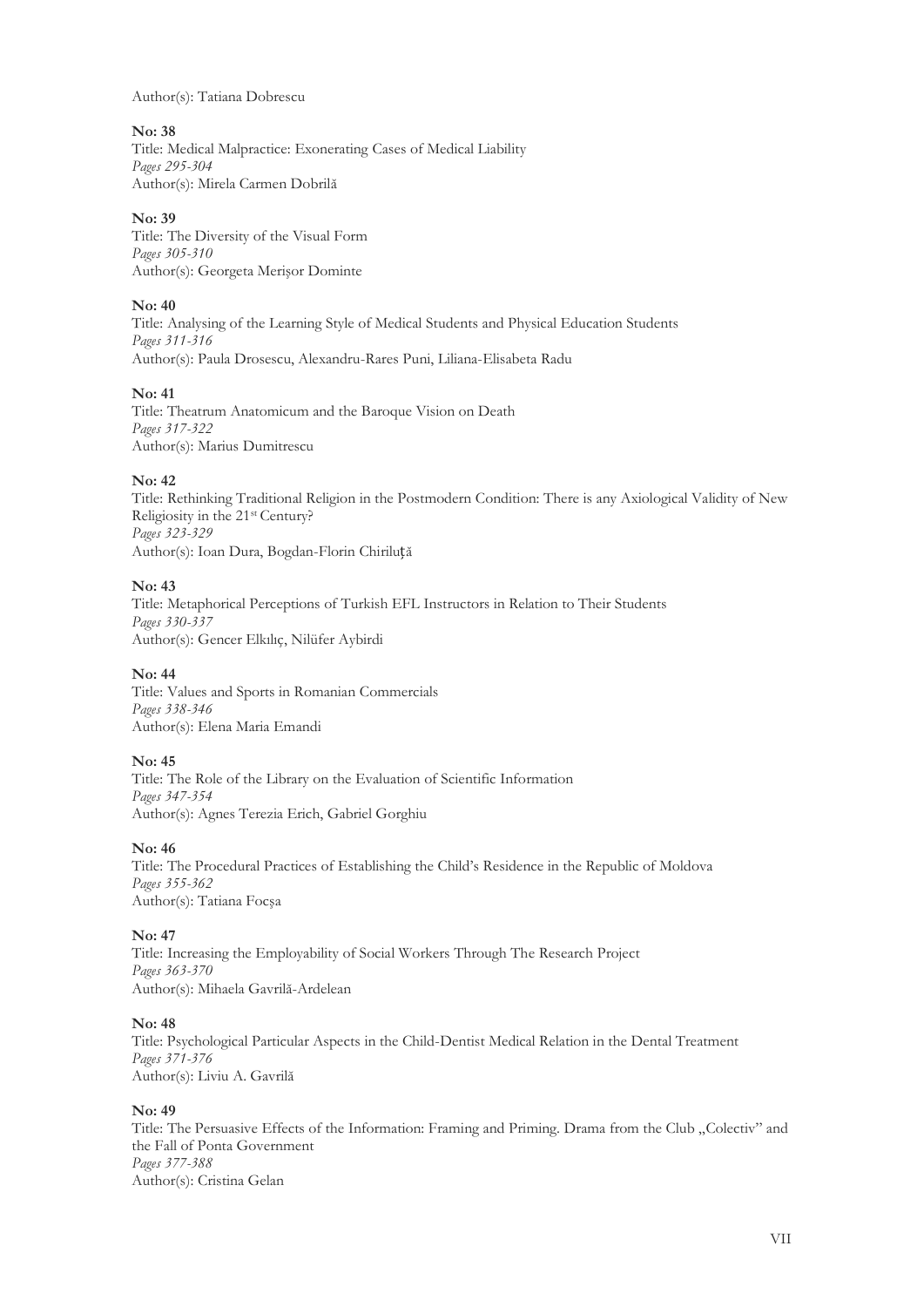Author(s): Tatiana Dobrescu

**No: 38**
Title: Medical Malpractice: Exonerating Cases of Medical Liability
*Pages 295-304*
Author(s): Mirela Carmen Dobrilă

**No: 39**
Title: The Diversity of the Visual Form
*Pages 305-310*
Author(s): Georgeta Merişor Dominte

**No: 40**
Title: Analysing of the Learning Style of Medical Students and Physical Education Students
*Pages 311-316*
Author(s): Paula Drosescu, Alexandru-Rares Puni, Liliana-Elisabeta Radu

**No: 41**
Title: Theatrum Anatomicum and the Baroque Vision on Death
*Pages 317-322*
Author(s): Marius Dumitrescu

**No: 42**
Title: Rethinking Traditional Religion in the Postmodern Condition: There is any Axiological Validity of New Religiosity in the 21st Century?
*Pages 323-329*
Author(s): Ioan Dura, Bogdan-Florin Chiriluţă

**No: 43**
Title: Metaphorical Perceptions of Turkish EFL Instructors in Relation to Their Students
*Pages 330-337*
Author(s): Gencer Elkılıç, Nilüfer Aybirdi

**No: 44**
Title: Values and Sports in Romanian Commercials
*Pages 338-346*
Author(s): Elena Maria Emandi

**No: 45**
Title: The Role of the Library on the Evaluation of Scientific Information
*Pages 347-354*
Author(s): Agnes Terezia Erich, Gabriel Gorghiu

**No: 46**
Title: The Procedural Practices of Establishing the Child's Residence in the Republic of Moldova
*Pages 355-362*
Author(s): Tatiana Focşa

**No: 47**
Title: Increasing the Employability of Social Workers Through The Research Project
*Pages 363-370*
Author(s): Mihaela Gavrilă-Ardelean

**No: 48**
Title: Psychological Particular Aspects in the Child-Dentist Medical Relation in the Dental Treatment
*Pages 371-376*
Author(s): Liviu A. Gavrilă

**No: 49**
Title: The Persuasive Effects of the Information: Framing and Priming. Drama from the Club „Colectiv" and the Fall of Ponta Government
*Pages 377-388*
Author(s): Cristina Gelan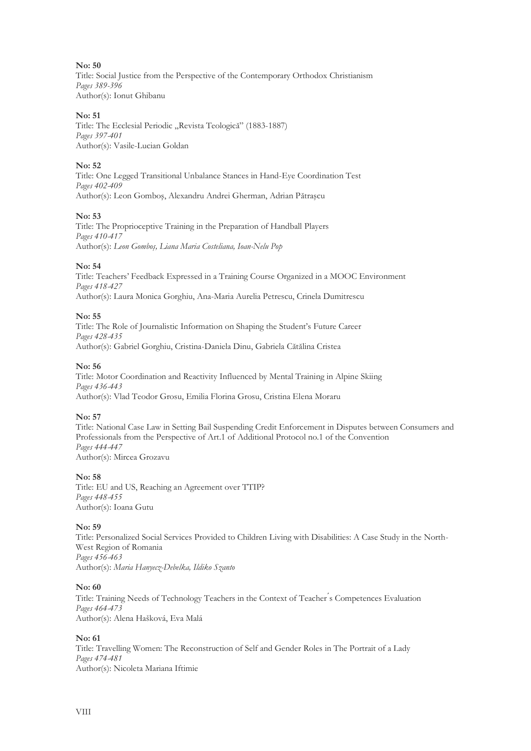**No: 50**
Title: Social Justice from the Perspective of the Contemporary Orthodox Christianism
*Pages 389-396*
Author(s): Ionut Ghibanu

**No: 51**
Title: The Ecclesial Periodic „Revista Teologică" (1883-1887)
*Pages 397-401*
Author(s): Vasile-Lucian Goldan

**No: 52**
Title: One Legged Transitional Unbalance Stances in Hand-Eye Coordination Test
*Pages 402-409*
Author(s): Leon Gomboş, Alexandru Andrei Gherman, Adrian Pătraşcu

**No: 53**
Title: The Proprioceptive Training in the Preparation of Handball Players
*Pages 410-417*
Author(s): *Leon Gomboş, Liana Maria Costeliana, Ioan-Nelu Pop*

**No: 54**
Title: Teachers' Feedback Expressed in a Training Course Organized in a MOOC Environment
*Pages 418-427*
Author(s): Laura Monica Gorghiu, Ana-Maria Aurelia Petrescu, Crinela Dumitrescu

**No: 55**
Title: The Role of Journalistic Information on Shaping the Student's Future Career
*Pages 428-435*
Author(s): Gabriel Gorghiu, Cristina-Daniela Dinu, Gabriela Cătălina Cristea

**No: 56**
Title: Motor Coordination and Reactivity Influenced by Mental Training in Alpine Skiing
*Pages 436-443*
Author(s): Vlad Teodor Grosu, Emilia Florina Grosu, Cristina Elena Moraru

**No: 57**
Title: National Case Law in Setting Bail Suspending Credit Enforcement in Disputes between Consumers and Professionals from the Perspective of Art.1 of Additional Protocol no.1 of the Convention
*Pages 444-447*
Author(s): Mircea Grozavu

**No: 58**
Title: EU and US, Reaching an Agreement over TTIP?
*Pages 448-455*
Author(s): Ioana Gutu

**No: 59**
Title: Personalized Social Services Provided to Children Living with Disabilities: A Case Study in the North-West Region of Romania
*Pages 456-463*
Author(s): *Maria Hanyecz-Debelka, Ildiko Szanto*

**No: 60**
Title: Training Needs of Technology Teachers in the Context of Teacher´s Competences Evaluation
*Pages 464-473*
Author(s): Alena Hašková, Eva Malá

**No: 61**
Title: Travelling Women: The Reconstruction of Self and Gender Roles in The Portrait of a Lady
*Pages 474-481*
Author(s): Nicoleta Mariana Iftimie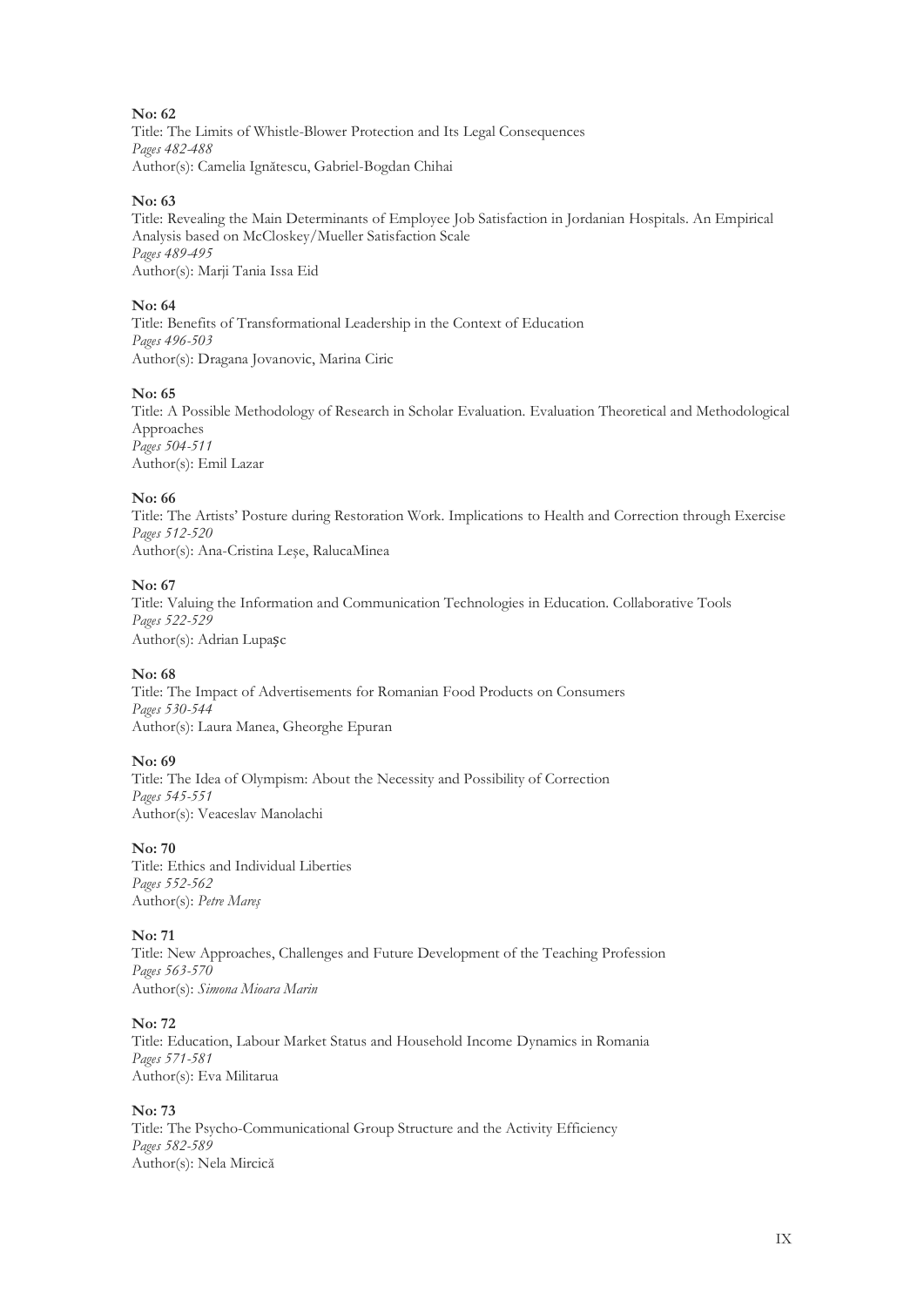**No: 62**
Title: The Limits of Whistle-Blower Protection and Its Legal Consequences
*Pages 482-488*
Author(s): Camelia Ignătescu, Gabriel-Bogdan Chihai

**No: 63**
Title: Revealing the Main Determinants of Employee Job Satisfaction in Jordanian Hospitals. An Empirical Analysis based on McCloskey/Mueller Satisfaction Scale
*Pages 489-495*
Author(s): Marji Tania Issa Eid

**No: 64**
Title: Benefits of Transformational Leadership in the Context of Education
*Pages 496-503*
Author(s): Dragana Jovanovic, Marina Ciric

**No: 65**
Title: A Possible Methodology of Research in Scholar Evaluation. Evaluation Theoretical and Methodological Approaches
*Pages 504-511*
Author(s): Emil Lazar

**No: 66**
Title: The Artists' Posture during Restoration Work. Implications to Health and Correction through Exercise
*Pages 512-520*
Author(s): Ana-Cristina Leşe, RalucaMinea

**No: 67**
Title: Valuing the Information and Communication Technologies in Education. Collaborative Tools
*Pages 522-529*
Author(s): Adrian Lupaşc

**No: 68**
Title: The Impact of Advertisements for Romanian Food Products on Consumers
*Pages 530-544*
Author(s): Laura Manea, Gheorghe Epuran

**No: 69**
Title: The Idea of Olympism: About the Necessity and Possibility of Correction
*Pages 545-551*
Author(s): Veaceslav Manolachi

**No: 70**
Title: Ethics and Individual Liberties
*Pages 552-562*
Author(s): *Petre Mareş*

**No: 71**
Title: New Approaches, Challenges and Future Development of the Teaching Profession
*Pages 563-570*
Author(s): *Simona Mioara Marin*

**No: 72**
Title: Education, Labour Market Status and Household Income Dynamics in Romania
*Pages 571-581*
Author(s): Eva Militarua

**No: 73**
Title: The Psycho-Communicational Group Structure and the Activity Efficiency
*Pages 582-589*
Author(s): Nela Mircică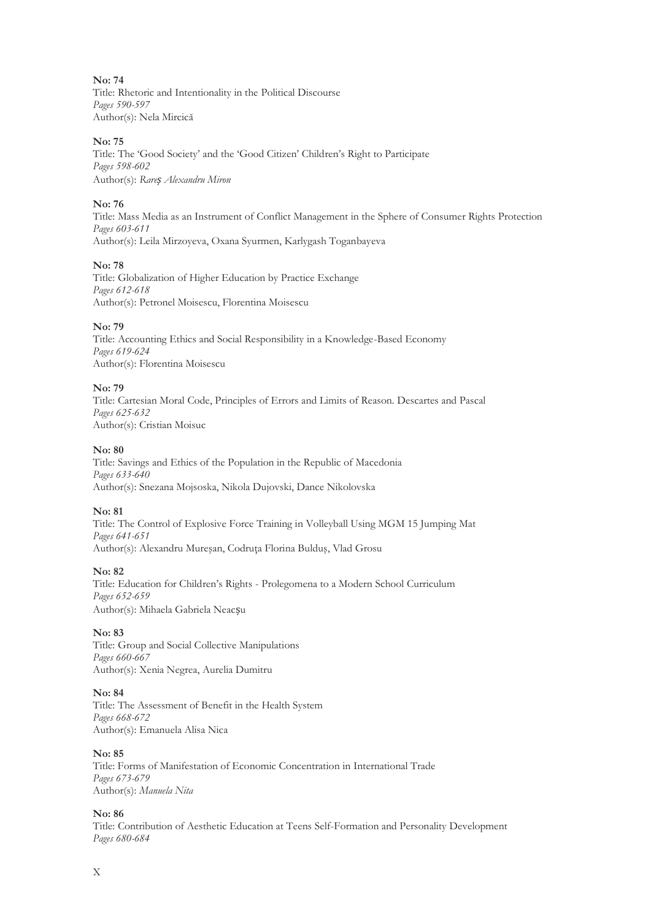**No: 74**
Title: Rhetoric and Intentionality in the Political Discourse
*Pages 590-597*
Author(s): Nela Mircică

**No: 75**
Title: The 'Good Society' and the 'Good Citizen' Children's Right to Participate
*Pages 598-602*
Author(s): *Rareș Alexandru Miron*

**No: 76**
Title: Mass Media as an Instrument of Conflict Management in the Sphere of Consumer Rights Protection
*Pages 603-611*
Author(s): Leila Mirzoyeva, Oxana Syurmen, Karlygash Toganbayeva

**No: 78**
Title: Globalization of Higher Education by Practice Exchange
*Pages 612-618*
Author(s): Petronel Moisescu, Florentina Moisescu

**No: 79**
Title: Accounting Ethics and Social Responsibility in a Knowledge-Based Economy
*Pages 619-624*
Author(s): Florentina Moisescu

**No: 79**
Title: Cartesian Moral Code, Principles of Errors and Limits of Reason. Descartes and Pascal
*Pages 625-632*
Author(s): Cristian Moisuc

**No: 80**
Title: Savings and Ethics of the Population in the Republic of Macedonia
*Pages 633-640*
Author(s): Snezana Mojsoska, Nikola Dujovski, Dance Nikolovska

**No: 81**
Title: The Control of Explosive Force Training in Volleyball Using MGM 15 Jumping Mat
*Pages 641-651*
Author(s): Alexandru Mureşan, Codruţa Florina Bulduş, Vlad Grosu

**No: 82**
Title: Education for Children's Rights - Prolegomena to a Modern School Curriculum
*Pages 652-659*
Author(s): Mihaela Gabriela Neacșu

**No: 83**
Title: Group and Social Collective Manipulations
*Pages 660-667*
Author(s): Xenia Negrea, Aurelia Dumitru

**No: 84**
Title: The Assessment of Benefit in the Health System
*Pages 668-672*
Author(s): Emanuela Alisa Nica

**No: 85**
Title: Forms of Manifestation of Economic Concentration in International Trade
*Pages 673-679*
Author(s): *Manuela Nita*

**No: 86**
Title: Contribution of Aesthetic Education at Teens Self-Formation and Personality Development
*Pages 680-684*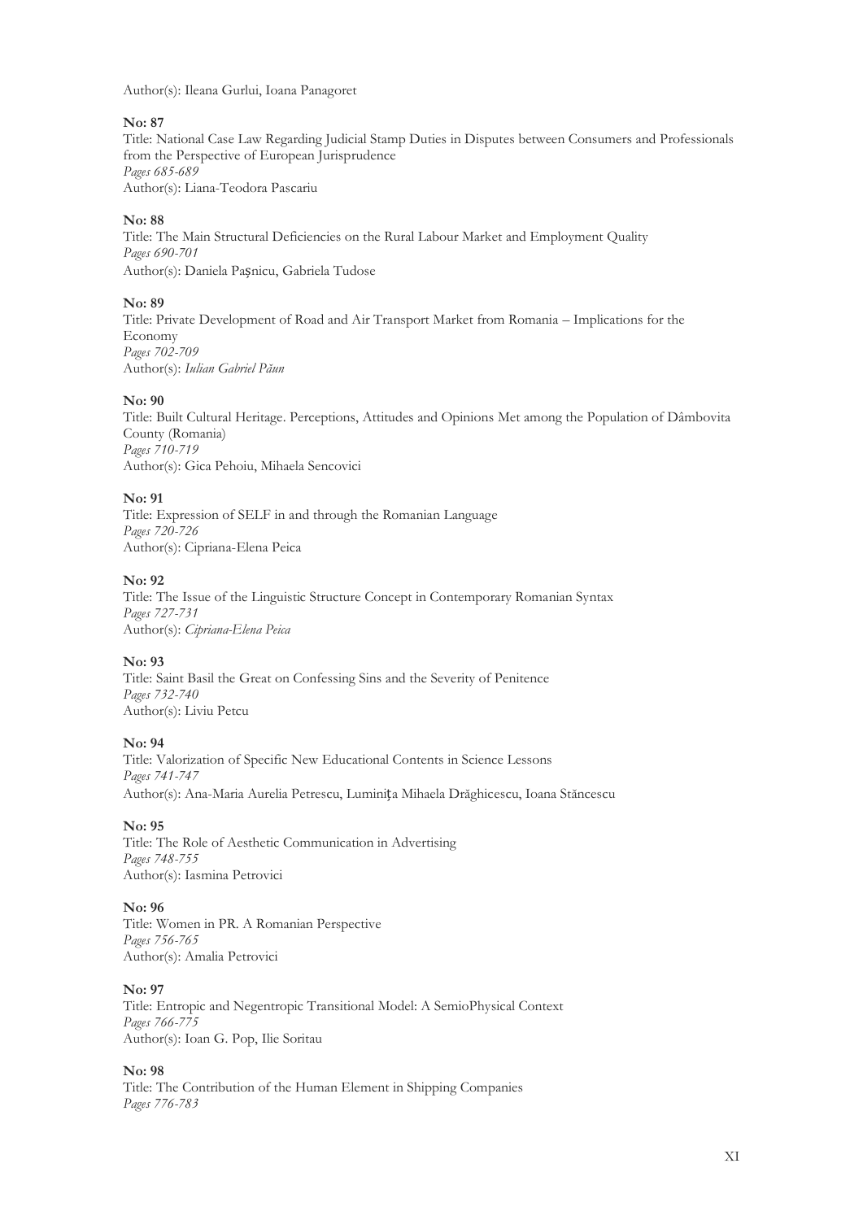Author(s): Ileana Gurlui, Ioana Panagoret

**No: 87**
Title: National Case Law Regarding Judicial Stamp Duties in Disputes between Consumers and Professionals from the Perspective of European Jurisprudence
*Pages 685-689*
Author(s): Liana-Teodora Pascariu

**No: 88**
Title: The Main Structural Deficiencies on the Rural Labour Market and Employment Quality
*Pages 690-701*
Author(s): Daniela Pașnicu, Gabriela Tudose

**No: 89**
Title: Private Development of Road and Air Transport Market from Romania – Implications for the Economy
*Pages 702-709*
Author(s): *Iulian Gabriel Păun*

**No: 90**
Title: Built Cultural Heritage. Perceptions, Attitudes and Opinions Met among the Population of Dâmbovita County (Romania)
*Pages 710-719*
Author(s): Gica Pehoiu, Mihaela Sencovici

**No: 91**
Title: Expression of SELF in and through the Romanian Language
*Pages 720-726*
Author(s): Cipriana-Elena Peica

**No: 92**
Title: The Issue of the Linguistic Structure Concept in Contemporary Romanian Syntax
*Pages 727-731*
Author(s): *Cipriana-Elena Peica*

**No: 93**
Title: Saint Basil the Great on Confessing Sins and the Severity of Penitence
*Pages 732-740*
Author(s): Liviu Petcu

**No: 94**
Title: Valorization of Specific New Educational Contents in Science Lessons
*Pages 741-747*
Author(s): Ana-Maria Aurelia Petrescu, Luminița Mihaela Drăghicescu, Ioana Stăncescu

**No: 95**
Title: The Role of Aesthetic Communication in Advertising
*Pages 748-755*
Author(s): Iasmina Petrovici

**No: 96**
Title: Women in PR. A Romanian Perspective
*Pages 756-765*
Author(s): Amalia Petrovici

**No: 97**
Title: Entropic and Negentropic Transitional Model: A SemioPhysical Context
*Pages 766-775*
Author(s): Ioan G. Pop, Ilie Soritau

**No: 98**
Title: The Contribution of the Human Element in Shipping Companies
*Pages 776-783*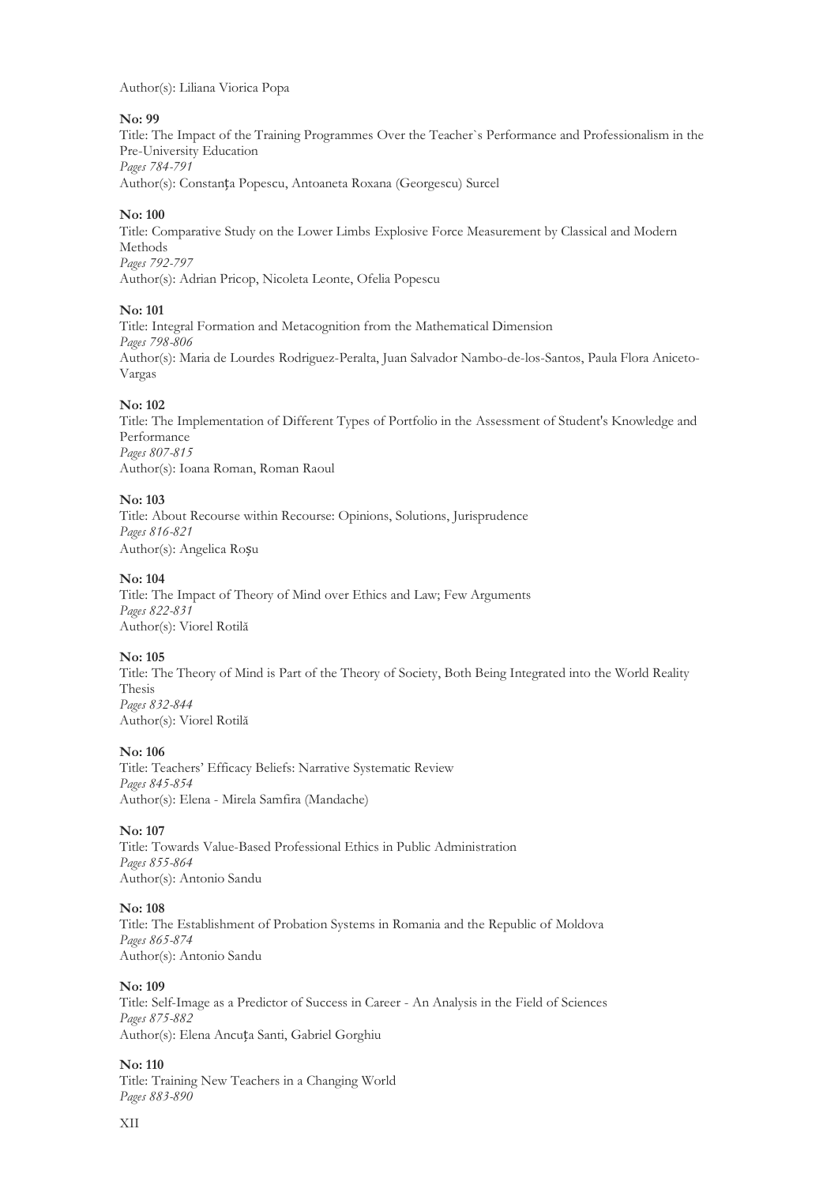Author(s): Liliana Viorica Popa

**No: 99**
Title: The Impact of the Training Programmes Over the Teacher`s Performance and Professionalism in the Pre-University Education
*Pages 784-791*
Author(s): Constanța Popescu, Antoaneta Roxana (Georgescu) Surcel

**No: 100**
Title: Comparative Study on the Lower Limbs Explosive Force Measurement by Classical and Modern Methods
*Pages 792-797*
Author(s): Adrian Pricop, Nicoleta Leonte, Ofelia Popescu

**No: 101**
Title: Integral Formation and Metacognition from the Mathematical Dimension
*Pages 798-806*
Author(s): Maria de Lourdes Rodriguez-Peralta, Juan Salvador Nambo-de-los-Santos, Paula Flora Aniceto-Vargas

**No: 102**
Title: The Implementation of Different Types of Portfolio in the Assessment of Student's Knowledge and Performance
*Pages 807-815*
Author(s): Ioana Roman, Roman Raoul

**No: 103**
Title: About Recourse within Recourse: Opinions, Solutions, Jurisprudence
*Pages 816-821*
Author(s): Angelica Roșu

**No: 104**
Title: The Impact of Theory of Mind over Ethics and Law; Few Arguments
*Pages 822-831*
Author(s): Viorel Rotilă

**No: 105**
Title: The Theory of Mind is Part of the Theory of Society, Both Being Integrated into the World Reality Thesis
*Pages 832-844*
Author(s): Viorel Rotilă

**No: 106**
Title: Teachers' Efficacy Beliefs: Narrative Systematic Review
*Pages 845-854*
Author(s): Elena - Mirela Samfira (Mandache)

**No: 107**
Title: Towards Value-Based Professional Ethics in Public Administration
*Pages 855-864*
Author(s): Antonio Sandu

**No: 108**
Title: The Establishment of Probation Systems in Romania and the Republic of Moldova
*Pages 865-874*
Author(s): Antonio Sandu

**No: 109**
Title: Self-Image as a Predictor of Success in Career - An Analysis in the Field of Sciences
*Pages 875-882*
Author(s): Elena Ancuța Santi, Gabriel Gorghiu

**No: 110**
Title: Training New Teachers in a Changing World
*Pages 883-890*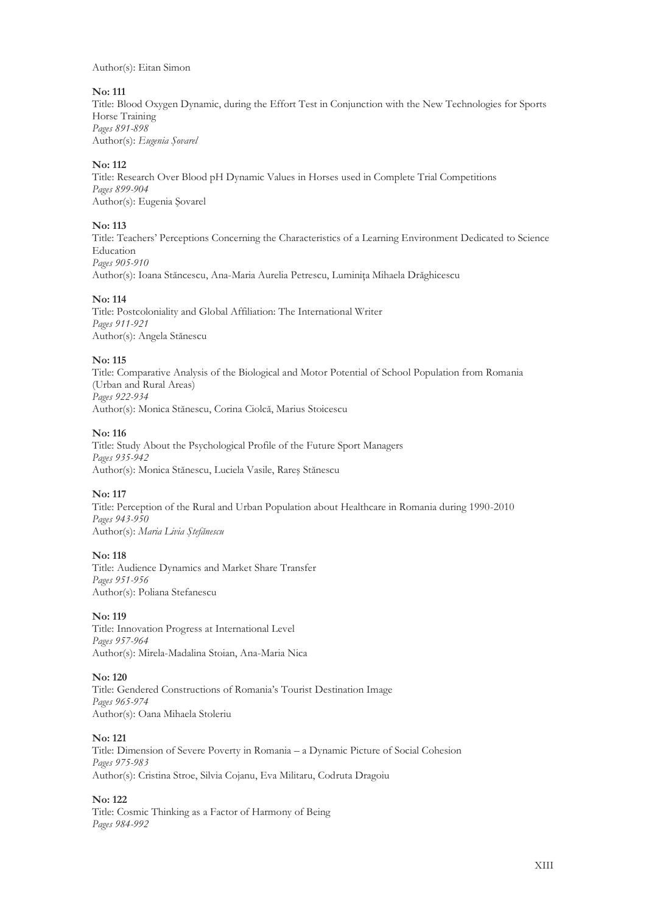Author(s): Eitan Simon

**No: 111**
Title: Blood Oxygen Dynamic, during the Effort Test in Conjunction with the New Technologies for Sports Horse Training
*Pages 891-898*
Author(s): *Eugenia Șovarel*

**No: 112**
Title: Research Over Blood pH Dynamic Values in Horses used in Complete Trial Competitions
*Pages 899-904*
Author(s): Eugenia Şovarel

**No: 113**
Title: Teachers' Perceptions Concerning the Characteristics of a Learning Environment Dedicated to Science Education
*Pages 905-910*
Author(s): Ioana Stăncescu, Ana-Maria Aurelia Petrescu, Luminiţa Mihaela Drăghicescu

**No: 114**
Title: Postcoloniality and Global Affiliation: The International Writer
*Pages 911-921*
Author(s): Angela Stănescu

**No: 115**
Title: Comparative Analysis of the Biological and Motor Potential of School Population from Romania (Urban and Rural Areas)
*Pages 922-934*
Author(s): Monica Stănescu, Corina Ciolcă, Marius Stoicescu

**No: 116**
Title: Study About the Psychological Profile of the Future Sport Managers
*Pages 935-942*
Author(s): Monica Stănescu, Luciela Vasile, Rareș Stănescu

**No: 117**
Title: Perception of the Rural and Urban Population about Healthcare in Romania during 1990-2010
*Pages 943-950*
Author(s): *Maria Livia Ștefănescu*

**No: 118**
Title: Audience Dynamics and Market Share Transfer
*Pages 951-956*
Author(s): Poliana Stefanescu

**No: 119**
Title: Innovation Progress at International Level
*Pages 957-964*
Author(s): Mirela-Madalina Stoian, Ana-Maria Nica

**No: 120**
Title: Gendered Constructions of Romania's Tourist Destination Image
*Pages 965-974*
Author(s): Oana Mihaela Stoleriu

**No: 121**
Title: Dimension of Severe Poverty in Romania – a Dynamic Picture of Social Cohesion
*Pages 975-983*
Author(s): Cristina Stroe, Silvia Cojanu, Eva Militaru, Codruta Dragoiu

**No: 122**
Title: Cosmic Thinking as a Factor of Harmony of Being
*Pages 984-992*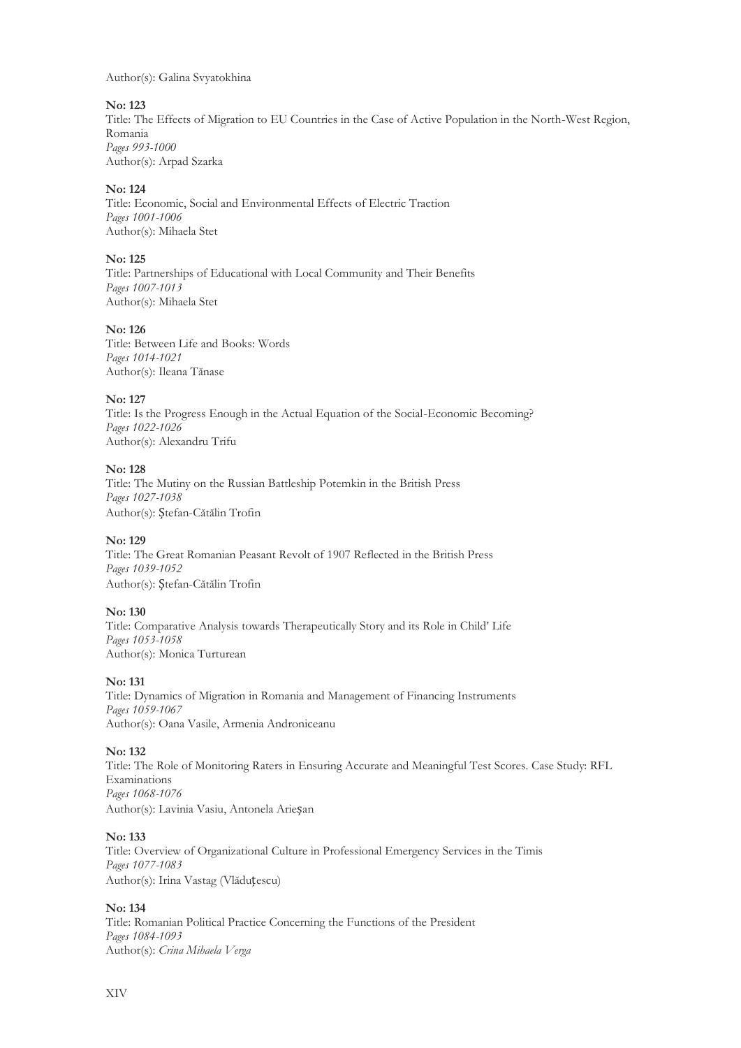Author(s): Galina Svyatokhina

**No: 123**
Title: The Effects of Migration to EU Countries in the Case of Active Population in the North-West Region, Romania
*Pages 993-1000*
Author(s): Arpad Szarka

**No: 124**
Title: Economic, Social and Environmental Effects of Electric Traction
*Pages 1001-1006*
Author(s): Mihaela Stet

**No: 125**
Title: Partnerships of Educational with Local Community and Their Benefits
*Pages 1007-1013*
Author(s): Mihaela Stet

**No: 126**
Title: Between Life and Books: Words
*Pages 1014-1021*
Author(s): Ileana Tănase

**No: 127**
Title: Is the Progress Enough in the Actual Equation of the Social-Economic Becoming?
*Pages 1022-1026*
Author(s): Alexandru Trifu

**No: 128**
Title: The Mutiny on the Russian Battleship Potemkin in the British Press
*Pages 1027-1038*
Author(s): Ştefan-Cătălin Trofin

**No: 129**
Title: The Great Romanian Peasant Revolt of 1907 Reflected in the British Press
*Pages 1039-1052*
Author(s): Ştefan-Cătălin Trofin

**No: 130**
Title: Comparative Analysis towards Therapeutically Story and its Role in Child' Life
*Pages 1053-1058*
Author(s): Monica Turturean

**No: 131**
Title: Dynamics of Migration in Romania and Management of Financing Instruments
*Pages 1059-1067*
Author(s): Oana Vasile, Armenia Androniceanu

**No: 132**
Title: The Role of Monitoring Raters in Ensuring Accurate and Meaningful Test Scores. Case Study: RFL Examinations
*Pages 1068-1076*
Author(s): Lavinia Vasiu, Antonela Arieşan

**No: 133**
Title: Overview of Organizational Culture in Professional Emergency Services in the Timis
*Pages 1077-1083*
Author(s): Irina Vastag (Vlăduţescu)

**No: 134**
Title: Romanian Political Practice Concerning the Functions of the President
*Pages 1084-1093*
Author(s): *Crina Mihaela Verga*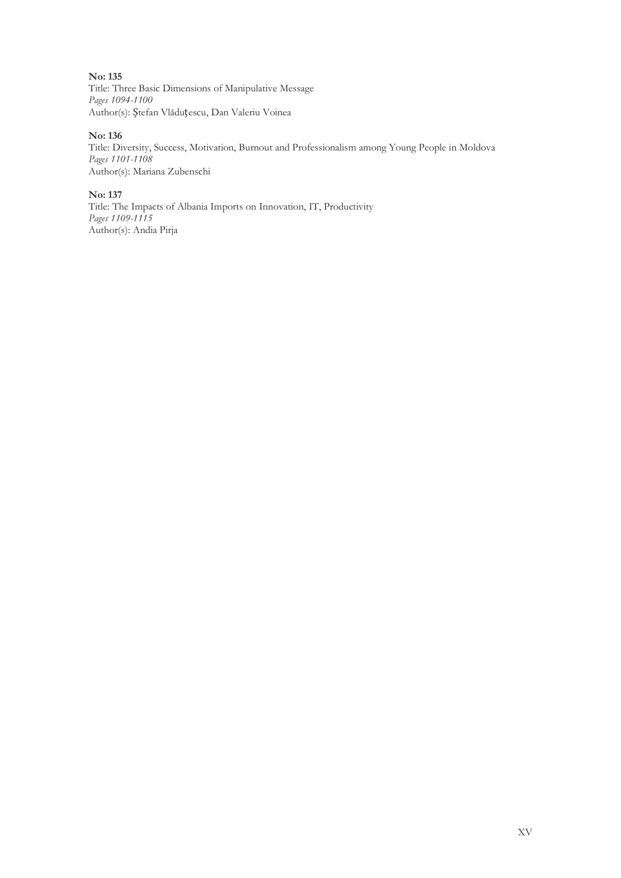**No: 135**
Title: Three Basic Dimensions of Manipulative Message
*Pages 1094-1100*
Author(s): Ştefan Vlăduţescu, Dan Valeriu Voinea

**No: 136**
Title: Diversity, Success, Motivation, Burnout and Professionalism among Young People in Moldova
*Pages 1101-1108*
Author(s): Mariana Zubenschi

**No: 137**
Title: The Impacts of Albania Imports on Innovation, IT, Productivity
*Pages 1109-1115*
Author(s): Andia Pirja